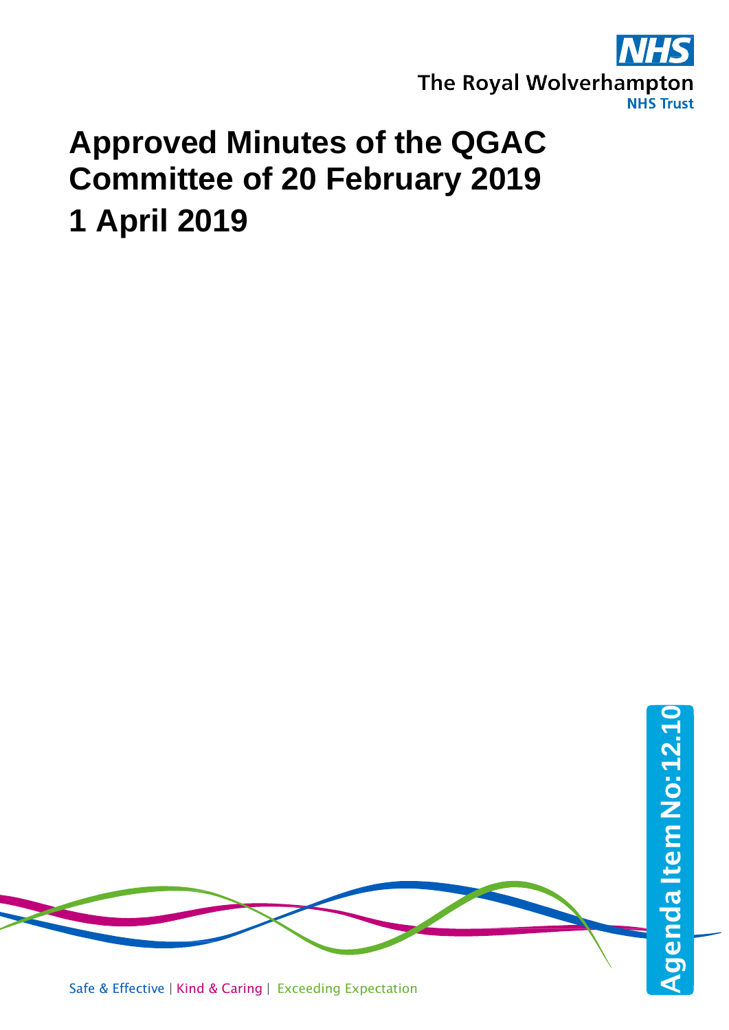The Royal Wolverhampton NHS Trust

# Approved Minutes of the QGAC Committee of 20 February 2019

# 1 April 2019

Agenda Item No: 12.10

Safe & Effective | Kind & Caring | Exceeding Expectation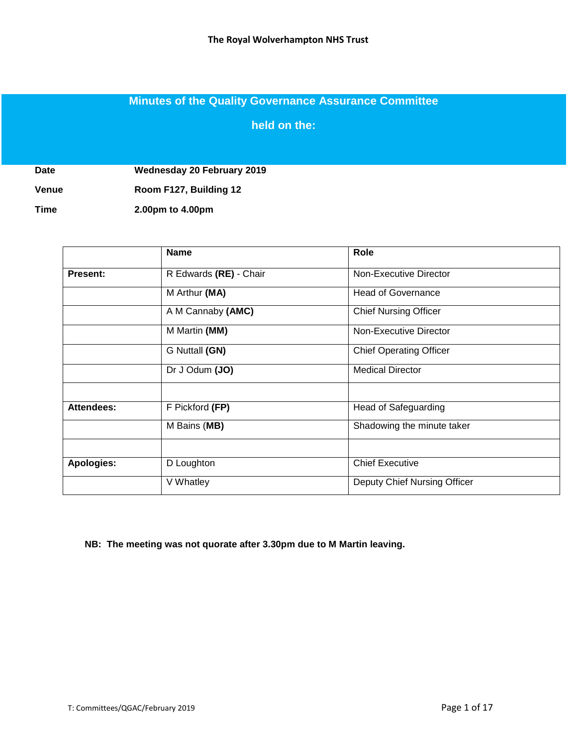**The Royal Wolverhampton NHS Trust**

# Minutes of the Quality Governance Assurance Committee

## held on the:

| | |
|---|---|
| **Date** | **Wednesday 20 February 2019** |
| **Venue** | **Room F127, Building 12** |
| **Time** | **2.00pm to 4.00pm** |

| | Name | Role |
|---|---|---|
| **Present:** | R Edwards **(RE)** - Chair | Non-Executive Director |
| | M Arthur **(MA)** | Head of Governance |
| | A M Cannaby **(AMC)** | Chief Nursing Officer |
| | M Martin **(MM)** | Non-Executive Director |
| | G Nuttall **(GN)** | Chief Operating Officer |
| | Dr J Odum **(JO)** | Medical Director |
| | | |
| **Attendees:** | F Pickford **(FP)** | Head of Safeguarding |
| | M Bains (**MB)** | Shadowing the minute taker |
| | | |
| **Apologies:** | D Loughton | Chief Executive |
| | V Whatley | Deputy Chief Nursing Officer |

**NB: The meeting was not quorate after 3.30pm due to M Martin leaving.**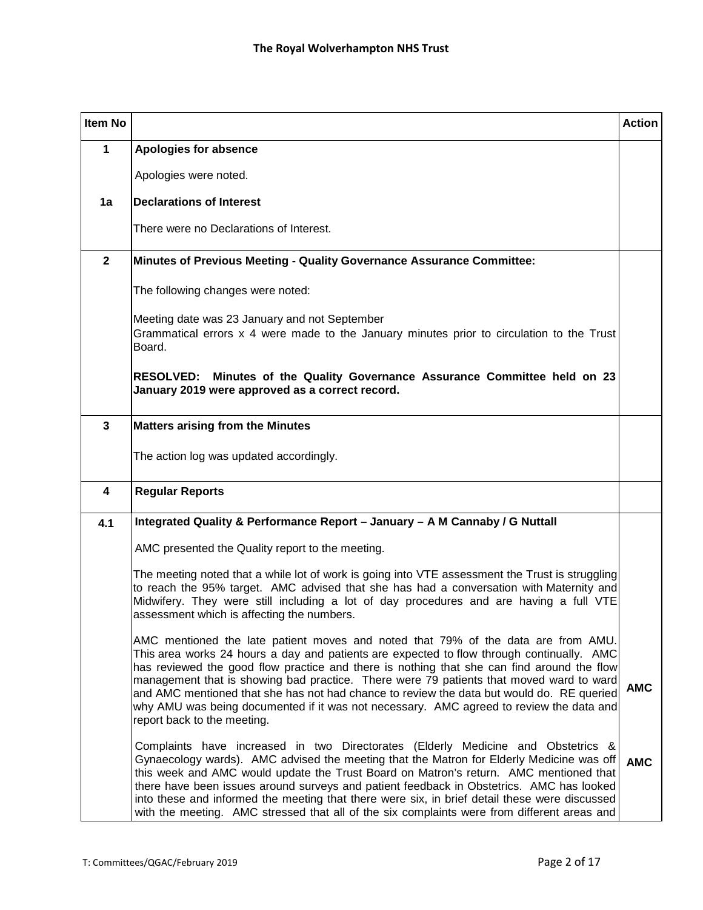**The Royal Wolverhampton NHS Trust**

| Item No | | Action |
|---|---|---|
| **1** | **Apologies for absence**<br><br>Apologies were noted. | |
| **1a** | **Declarations of Interest**<br><br>There were no Declarations of Interest. | |
| **2** | **Minutes of Previous Meeting - Quality Governance Assurance Committee:**<br><br>The following changes were noted:<br><br>Meeting date was 23 January and not September<br>Grammatical errors x 4 were made to the January minutes prior to circulation to the Trust Board.<br><br>**RESOLVED: Minutes of the Quality Governance Assurance Committee held on 23 January 2019 were approved as a correct record.** | |
| **3** | **Matters arising from the Minutes**<br><br>The action log was updated accordingly. | |
| **4** | **Regular Reports** | |
| **4.1** | **Integrated Quality & Performance Report – January – A M Cannaby / G Nuttall**<br><br>AMC presented the Quality report to the meeting.<br><br>The meeting noted that a while lot of work is going into VTE assessment the Trust is struggling to reach the 95% target. AMC advised that she has had a conversation with Maternity and Midwifery. They were still including a lot of day procedures and are having a full VTE assessment which is affecting the numbers.<br><br>AMC mentioned the late patient moves and noted that 79% of the data are from AMU. This area works 24 hours a day and patients are expected to flow through continually. AMC has reviewed the good flow practice and there is nothing that she can find around the flow management that is showing bad practice. There were 79 patients that moved ward to ward and AMC mentioned that she has not had chance to review the data but would do. RE queried why AMU was being documented if it was not necessary. AMC agreed to review the data and report back to the meeting.<br><br>Complaints have increased in two Directorates (Elderly Medicine and Obstetrics & Gynaecology wards). AMC advised the meeting that the Matron for Elderly Medicine was off this week and AMC would update the Trust Board on Matron's return. AMC mentioned that there have been issues around surveys and patient feedback in Obstetrics. AMC has looked into these and informed the meeting that there were six, in brief detail these were discussed with the meeting. AMC stressed that all of the six complaints were from different areas and | <br><br><br><br><br><br><br><br><br><br><br><br><br>**AMC**<br><br><br><br>**AMC** |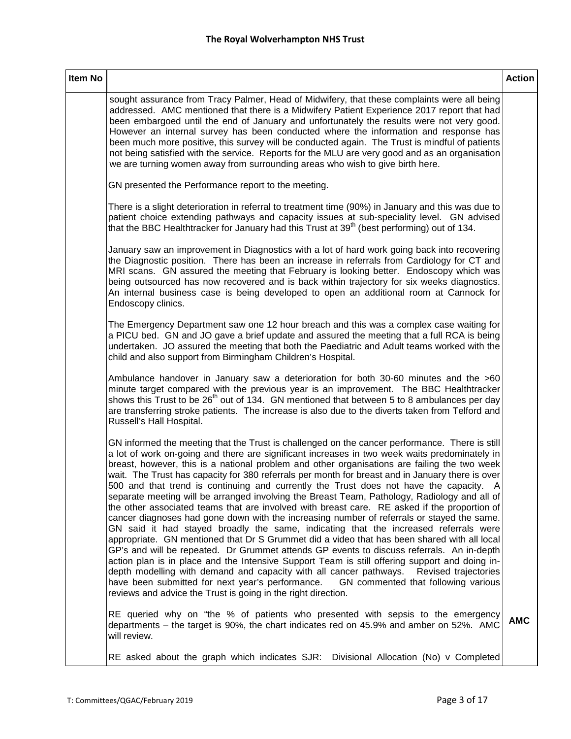| Item No | | Action |
|---|---|---|
| | sought assurance from Tracy Palmer, Head of Midwifery, that these complaints were all being addressed. AMC mentioned that there is a Midwifery Patient Experience 2017 report that had been embargoed until the end of January and unfortunately the results were not very good. However an internal survey has been conducted where the information and response has been much more positive, this survey will be conducted again. The Trust is mindful of patients not being satisfied with the service. Reports for the MLU are very good and as an organisation we are turning women away from surrounding areas who wish to give birth here.<br><br>GN presented the Performance report to the meeting.<br><br>There is a slight deterioration in referral to treatment time (90%) in January and this was due to patient choice extending pathways and capacity issues at sub-speciality level. GN advised that the BBC Healthtracker for January had this Trust at 39th (best performing) out of 134.<br><br>January saw an improvement in Diagnostics with a lot of hard work going back into recovering the Diagnostic position. There has been an increase in referrals from Cardiology for CT and MRI scans. GN assured the meeting that February is looking better. Endoscopy which was being outsourced has now recovered and is back within trajectory for six weeks diagnostics. An internal business case is being developed to open an additional room at Cannock for Endoscopy clinics.<br><br>The Emergency Department saw one 12 hour breach and this was a complex case waiting for a PICU bed. GN and JO gave a brief update and assured the meeting that a full RCA is being undertaken. JO assured the meeting that both the Paediatric and Adult teams worked with the child and also support from Birmingham Children's Hospital.<br><br>Ambulance handover in January saw a deterioration for both 30-60 minutes and the >60 minute target compared with the previous year is an improvement. The BBC Healthtracker shows this Trust to be 26th out of 134. GN mentioned that between 5 to 8 ambulances per day are transferring stroke patients. The increase is also due to the diverts taken from Telford and Russell's Hall Hospital.<br><br>GN informed the meeting that the Trust is challenged on the cancer performance. There is still a lot of work on-going and there are significant increases in two week waits predominately in breast, however, this is a national problem and other organisations are failing the two week wait. The Trust has capacity for 380 referrals per month for breast and in January there is over 500 and that trend is continuing and currently the Trust does not have the capacity. A separate meeting will be arranged involving the Breast Team, Pathology, Radiology and all of the other associated teams that are involved with breast care. RE asked if the proportion of cancer diagnoses had gone down with the increasing number of referrals or stayed the same. GN said it had stayed broadly the same, indicating that the increased referrals were appropriate. GN mentioned that Dr S Grummet did a video that has been shared with all local GP's and will be repeated. Dr Grummet attends GP events to discuss referrals. An in-depth action plan is in place and the Intensive Support Team is still offering support and doing in-depth modelling with demand and capacity with all cancer pathways. Revised trajectories have been submitted for next year's performance. GN commented that following various reviews and advice the Trust is going in the right direction.<br><br>RE queried why on "the % of patients who presented with sepsis to the emergency departments – the target is 90%, the chart indicates red on 45.9% and amber on 52%. AMC will review.<br><br>RE asked about the graph which indicates SJR: Divisional Allocation (No) v Completed | <br><br><br><br><br><br><br><br><br><br><br><br><br><br><br><br><br><br><br><br><br><br><br><br><br><br><br><br><br><br><br><br><br><br><br><br><br><br><br><br><br><br><br><br><br>**AMC** |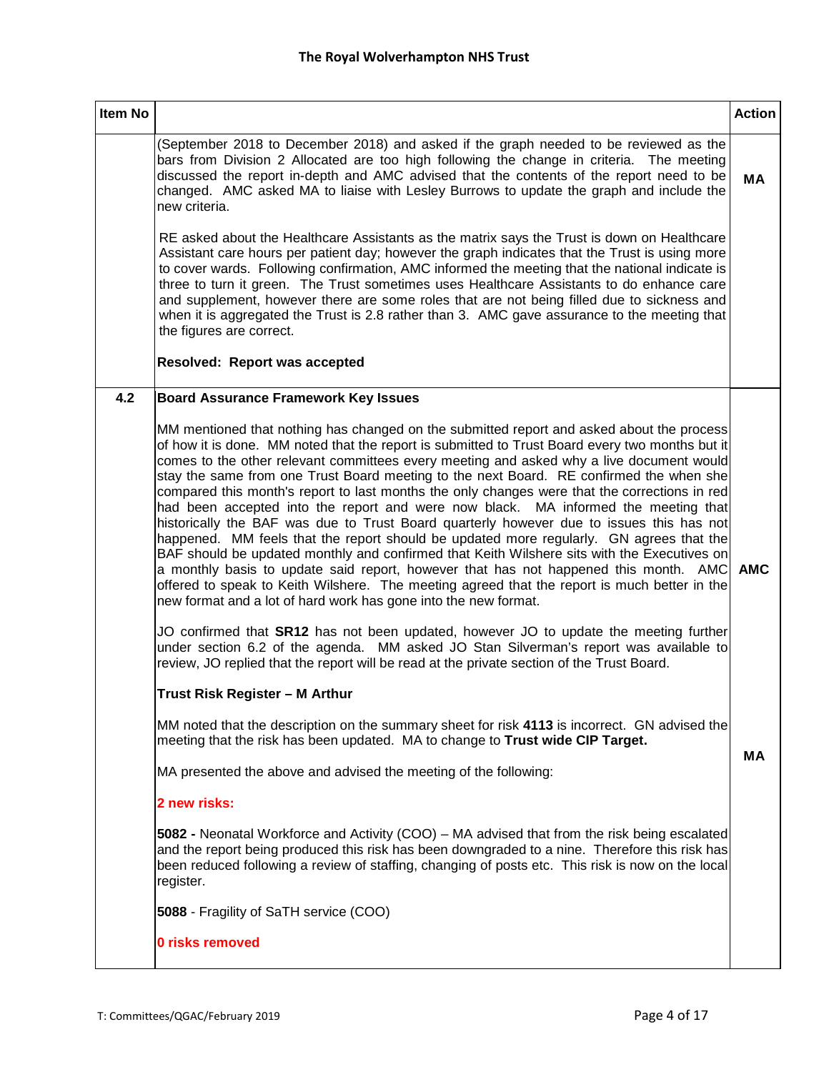| Item No | | Action |
|---|---|---|
| | (September 2018 to December 2018) and asked if the graph needed to be reviewed as the bars from Division 2 Allocated are too high following the change in criteria. The meeting discussed the report in-depth and AMC advised that the contents of the report need to be changed. AMC asked MA to liaise with Lesley Burrows to update the graph and include the new criteria.<br><br>RE asked about the Healthcare Assistants as the matrix says the Trust is down on Healthcare Assistant care hours per patient day; however the graph indicates that the Trust is using more to cover wards. Following confirmation, AMC informed the meeting that the national indicate is three to turn it green. The Trust sometimes uses Healthcare Assistants to do enhance care and supplement, however there are some roles that are not being filled due to sickness and when it is aggregated the Trust is 2.8 rather than 3. AMC gave assurance to the meeting that the figures are correct.<br><br>**Resolved: Report was accepted** | **MA** |
| **4.2** | **Board Assurance Framework Key Issues**<br><br>MM mentioned that nothing has changed on the submitted report and asked about the process of how it is done. MM noted that the report is submitted to Trust Board every two months but it comes to the other relevant committees every meeting and asked why a live document would stay the same from one Trust Board meeting to the next Board. RE confirmed the when she compared this month's report to last months the only changes were that the corrections in red had been accepted into the report and were now black. MA informed the meeting that historically the BAF was due to Trust Board quarterly however due to issues this has not happened. MM feels that the report should be updated more regularly. GN agrees that the BAF should be updated monthly and confirmed that Keith Wilshere sits with the Executives on a monthly basis to update said report, however that has not happened this month. AMC offered to speak to Keith Wilshere. The meeting agreed that the report is much better in the new format and a lot of hard work has gone into the new format.<br><br>JO confirmed that **SR12** has not been updated, however JO to update the meeting further under section 6.2 of the agenda. MM asked JO Stan Silverman's report was available to review, JO replied that the report will be read at the private section of the Trust Board.<br><br>**Trust Risk Register – M Arthur**<br><br>MM noted that the description on the summary sheet for risk **4113** is incorrect. GN advised the meeting that the risk has been updated. MA to change to **Trust wide CIP Target.**<br><br>MA presented the above and advised the meeting of the following:<br><br>**2 new risks:**<br><br>**5082 -** Neonatal Workforce and Activity (COO) – MA advised that from the risk being escalated and the report being produced this risk has been downgraded to a nine. Therefore this risk has been reduced following a review of staffing, changing of posts etc. This risk is now on the local register.<br><br>**5088** - Fragility of SaTH service (COO)<br><br>**0 risks removed** | **AMC**<br><br>**MA** |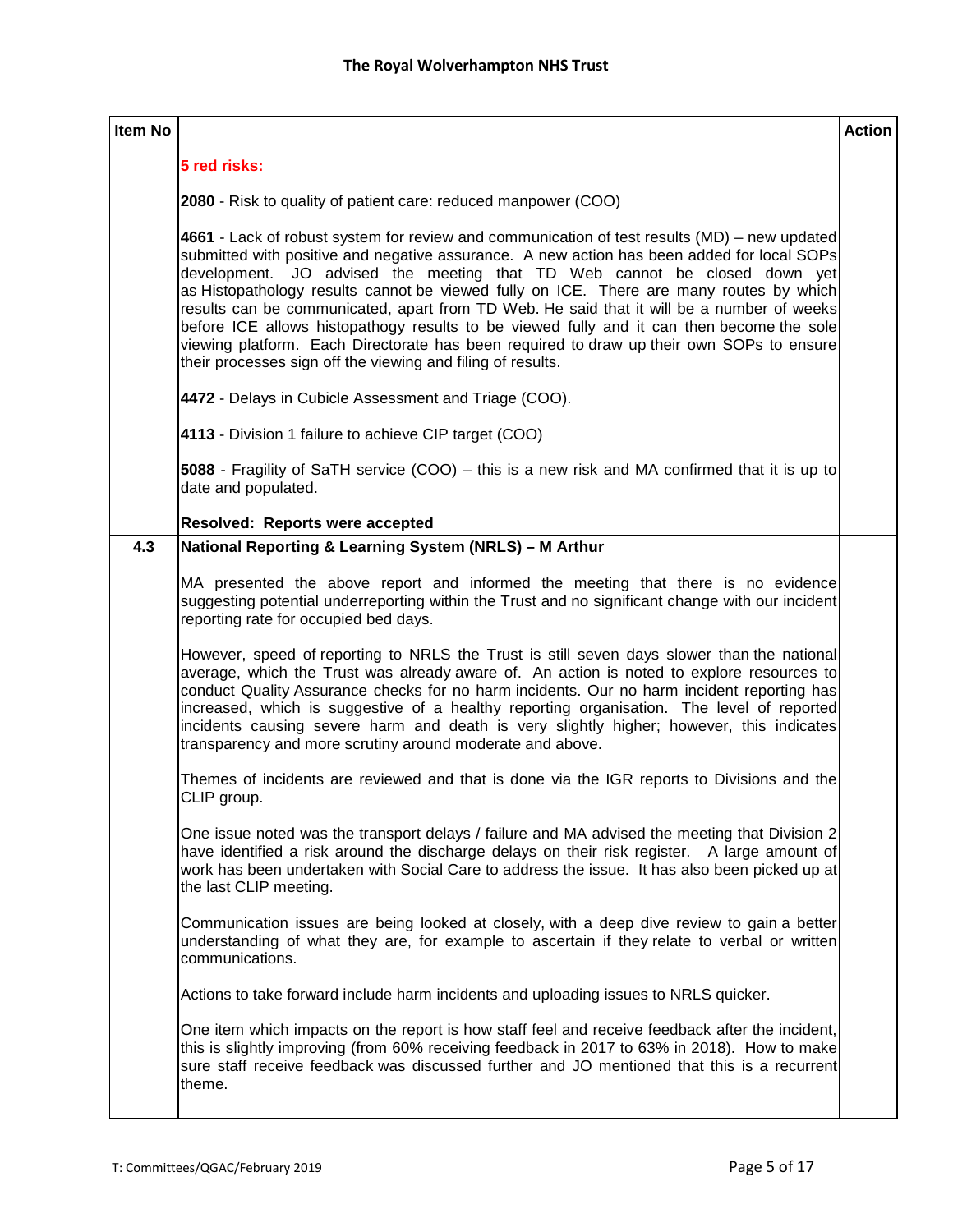| Item No | | Action |
|---|---|---|
| | **5 red risks:**<br><br>**2080** - Risk to quality of patient care: reduced manpower (COO)<br><br>**4661** - Lack of robust system for review and communication of test results (MD) – new updated submitted with positive and negative assurance. A new action has been added for local SOPs development. JO advised the meeting that TD Web cannot be closed down yet as Histopathology results cannot be viewed fully on ICE. There are many routes by which results can be communicated, apart from TD Web. He said that it will be a number of weeks before ICE allows histopathogy results to be viewed fully and it can then become the sole viewing platform. Each Directorate has been required to draw up their own SOPs to ensure their processes sign off the viewing and filing of results.<br><br>**4472** - Delays in Cubicle Assessment and Triage (COO).<br><br>**4113** - Division 1 failure to achieve CIP target (COO)<br><br>**5088** - Fragility of SaTH service (COO) – this is a new risk and MA confirmed that it is up to date and populated.<br><br>**Resolved: Reports were accepted** | |
| **4.3** | **National Reporting & Learning System (NRLS) – M Arthur**<br><br>MA presented the above report and informed the meeting that there is no evidence suggesting potential underreporting within the Trust and no significant change with our incident reporting rate for occupied bed days.<br><br>However, speed of reporting to NRLS the Trust is still seven days slower than the national average, which the Trust was already aware of. An action is noted to explore resources to conduct Quality Assurance checks for no harm incidents. Our no harm incident reporting has increased, which is suggestive of a healthy reporting organisation. The level of reported incidents causing severe harm and death is very slightly higher; however, this indicates transparency and more scrutiny around moderate and above.<br><br>Themes of incidents are reviewed and that is done via the IGR reports to Divisions and the CLIP group.<br><br>One issue noted was the transport delays / failure and MA advised the meeting that Division 2 have identified a risk around the discharge delays on their risk register. A large amount of work has been undertaken with Social Care to address the issue. It has also been picked up at the last CLIP meeting.<br><br>Communication issues are being looked at closely, with a deep dive review to gain a better understanding of what they are, for example to ascertain if they relate to verbal or written communications.<br><br>Actions to take forward include harm incidents and uploading issues to NRLS quicker.<br><br>One item which impacts on the report is how staff feel and receive feedback after the incident, this is slightly improving (from 60% receiving feedback in 2017 to 63% in 2018). How to make sure staff receive feedback was discussed further and JO mentioned that this is a recurrent theme. | |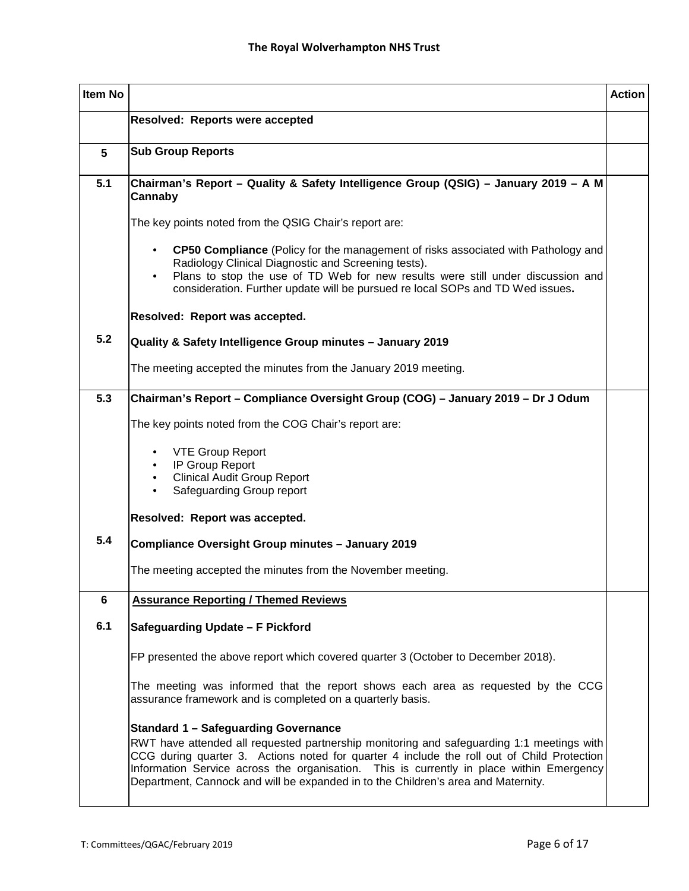| Item No | | Action |
|---|---|---|
| | **Resolved: Reports were accepted** | |
| **5** | **Sub Group Reports** | |
| **5.1** | **Chairman's Report – Quality & Safety Intelligence Group (QSIG) – January 2019 – A M Cannaby**<br><br>The key points noted from the QSIG Chair's report are:<br><br>• **CP50 Compliance** (Policy for the management of risks associated with Pathology and Radiology Clinical Diagnostic and Screening tests).<br>• Plans to stop the use of TD Web for new results were still under discussion and consideration. Further update will be pursued re local SOPs and TD Wed issues**.**<br><br>**Resolved: Report was accepted.** | |
| **5.2** | **Quality & Safety Intelligence Group minutes – January 2019**<br><br>The meeting accepted the minutes from the January 2019 meeting. | |
| **5.3** | **Chairman's Report – Compliance Oversight Group (COG) – January 2019 – Dr J Odum**<br><br>The key points noted from the COG Chair's report are:<br><br>• VTE Group Report<br>• IP Group Report<br>• Clinical Audit Group Report<br>• Safeguarding Group report<br><br>**Resolved: Report was accepted.** | |
| **5.4** | **Compliance Oversight Group minutes – January 2019**<br><br>The meeting accepted the minutes from the November meeting. | |
| **6** | **Assurance Reporting / Themed Reviews** | |
| **6.1** | **Safeguarding Update – F Pickford**<br><br>FP presented the above report which covered quarter 3 (October to December 2018).<br><br>The meeting was informed that the report shows each area as requested by the CCG assurance framework and is completed on a quarterly basis.<br><br>**Standard 1 – Safeguarding Governance**<br>RWT have attended all requested partnership monitoring and safeguarding 1:1 meetings with CCG during quarter 3. Actions noted for quarter 4 include the roll out of Child Protection Information Service across the organisation. This is currently in place within Emergency Department, Cannock and will be expanded in to the Children's area and Maternity. | |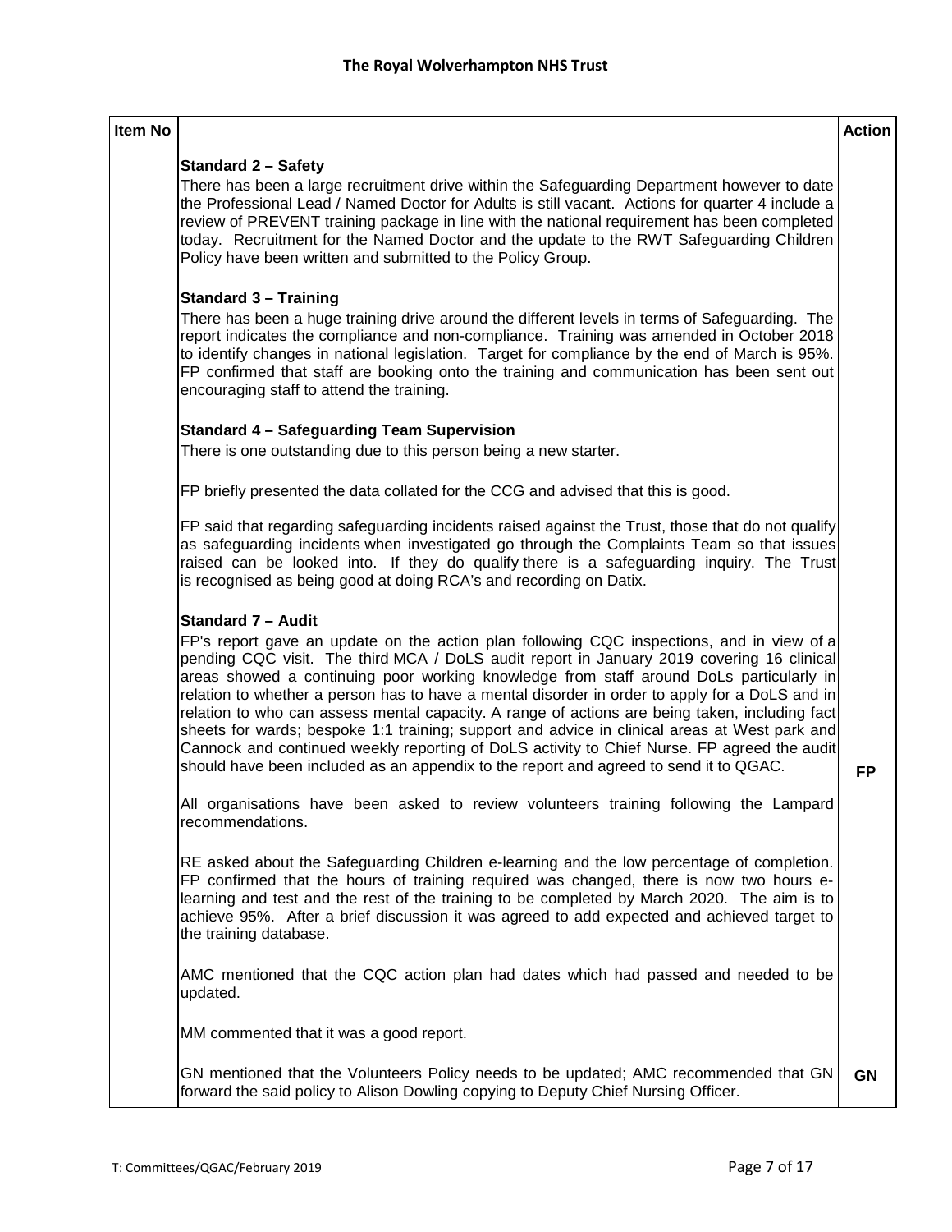| Item No | | Action |
|---|---|---|
| | **Standard 2 – Safety**<br>There has been a large recruitment drive within the Safeguarding Department however to date the Professional Lead / Named Doctor for Adults is still vacant. Actions for quarter 4 include a review of PREVENT training package in line with the national requirement has been completed today. Recruitment for the Named Doctor and the update to the RWT Safeguarding Children Policy have been written and submitted to the Policy Group.<br><br>**Standard 3 – Training**<br>There has been a huge training drive around the different levels in terms of Safeguarding. The report indicates the compliance and non-compliance. Training was amended in October 2018 to identify changes in national legislation. Target for compliance by the end of March is 95%. FP confirmed that staff are booking onto the training and communication has been sent out encouraging staff to attend the training.<br><br>**Standard 4 – Safeguarding Team Supervision**<br>There is one outstanding due to this person being a new starter.<br><br>FP briefly presented the data collated for the CCG and advised that this is good.<br><br>FP said that regarding safeguarding incidents raised against the Trust, those that do not qualify as safeguarding incidents when investigated go through the Complaints Team so that issues raised can be looked into. If they do qualify there is a safeguarding inquiry. The Trust is recognised as being good at doing RCA's and recording on Datix.<br><br>**Standard 7 – Audit**<br>FP's report gave an update on the action plan following CQC inspections, and in view of a pending CQC visit. The third MCA / DoLS audit report in January 2019 covering 16 clinical areas showed a continuing poor working knowledge from staff around DoLs particularly in relation to whether a person has to have a mental disorder in order to apply for a DoLS and in relation to who can assess mental capacity. A range of actions are being taken, including fact sheets for wards; bespoke 1:1 training; support and advice in clinical areas at West park and Cannock and continued weekly reporting of DoLS activity to Chief Nurse. FP agreed the audit should have been included as an appendix to the report and agreed to send it to QGAC. | **FP** |
| | All organisations have been asked to review volunteers training following the Lampard recommendations.<br><br>RE asked about the Safeguarding Children e-learning and the low percentage of completion. FP confirmed that the hours of training required was changed, there is now two hours e-learning and test and the rest of the training to be completed by March 2020. The aim is to achieve 95%. After a brief discussion it was agreed to add expected and achieved target to the training database.<br><br>AMC mentioned that the CQC action plan had dates which had passed and needed to be updated.<br><br>MM commented that it was a good report. | |
| | GN mentioned that the Volunteers Policy needs to be updated; AMC recommended that GN forward the said policy to Alison Dowling copying to Deputy Chief Nursing Officer. | **GN** |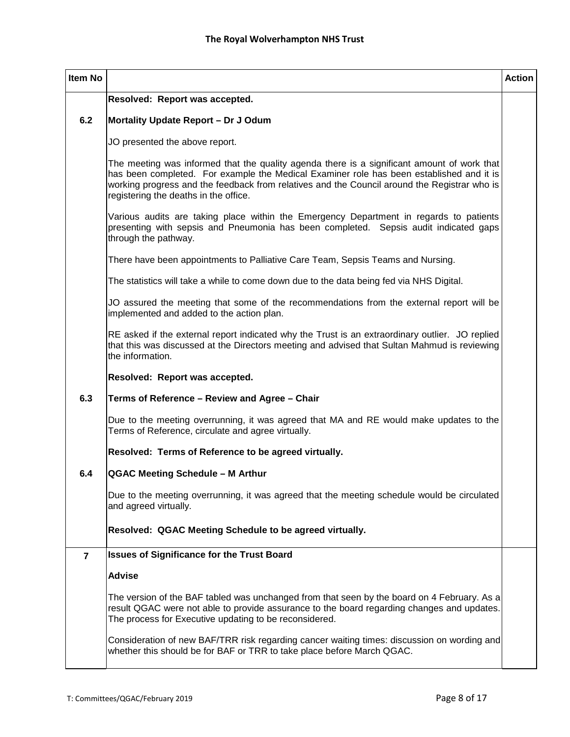| Item No | | Action |
|---|---|---|
| | **Resolved: Report was accepted.** | |
| **6.2** | **Mortality Update Report – Dr J Odum**<br><br>JO presented the above report.<br><br>The meeting was informed that the quality agenda there is a significant amount of work that has been completed. For example the Medical Examiner role has been established and it is working progress and the feedback from relatives and the Council around the Registrar who is registering the deaths in the office.<br><br>Various audits are taking place within the Emergency Department in regards to patients presenting with sepsis and Pneumonia has been completed. Sepsis audit indicated gaps through the pathway.<br><br>There have been appointments to Palliative Care Team, Sepsis Teams and Nursing.<br><br>The statistics will take a while to come down due to the data being fed via NHS Digital.<br><br>JO assured the meeting that some of the recommendations from the external report will be implemented and added to the action plan.<br><br>RE asked if the external report indicated why the Trust is an extraordinary outlier. JO replied that this was discussed at the Directors meeting and advised that Sultan Mahmud is reviewing the information.<br><br>**Resolved: Report was accepted.** | |
| **6.3** | **Terms of Reference – Review and Agree – Chair**<br><br>Due to the meeting overrunning, it was agreed that MA and RE would make updates to the Terms of Reference, circulate and agree virtually.<br><br>**Resolved: Terms of Reference to be agreed virtually.** | |
| **6.4** | **QGAC Meeting Schedule – M Arthur**<br><br>Due to the meeting overrunning, it was agreed that the meeting schedule would be circulated and agreed virtually.<br><br>**Resolved: QGAC Meeting Schedule to be agreed virtually.** | |
| **7** | **Issues of Significance for the Trust Board**<br><br>**Advise**<br><br>The version of the BAF tabled was unchanged from that seen by the board on 4 February. As a result QGAC were not able to provide assurance to the board regarding changes and updates. The process for Executive updating to be reconsidered.<br><br>Consideration of new BAF/TRR risk regarding cancer waiting times: discussion on wording and whether this should be for BAF or TRR to take place before March QGAC. | |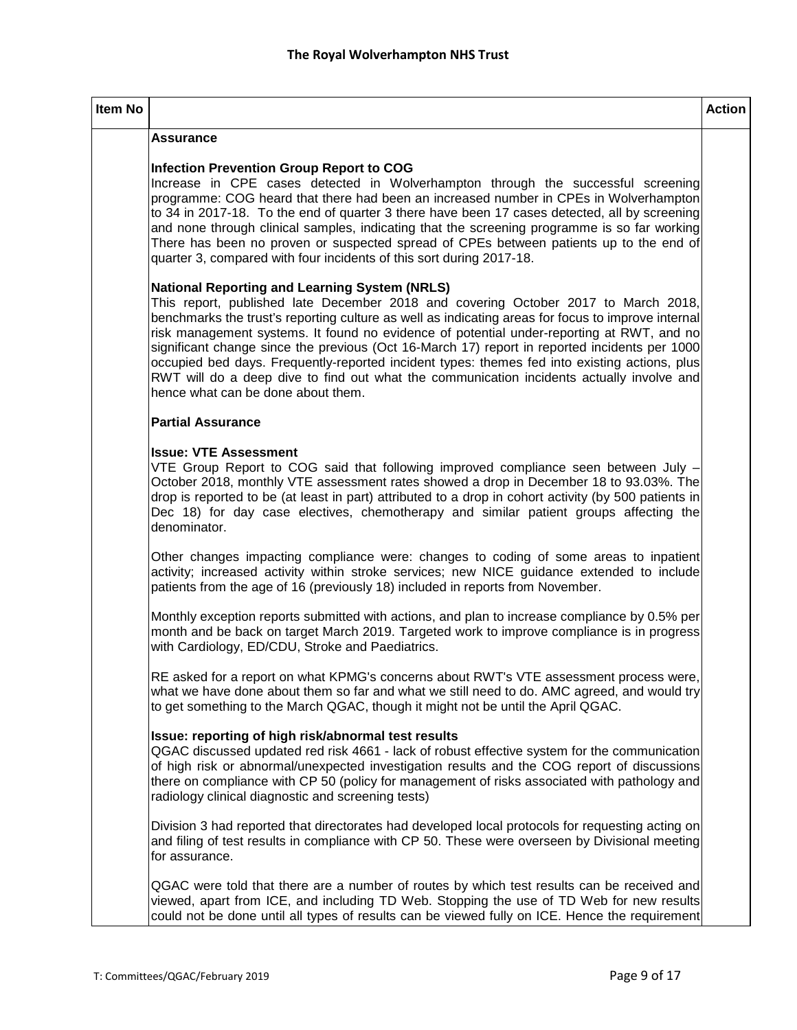| Item No | | Action |
|---|---|---|
| | **Assurance**<br><br>**Infection Prevention Group Report to COG**<br>Increase in CPE cases detected in Wolverhampton through the successful screening programme: COG heard that there had been an increased number in CPEs in Wolverhampton to 34 in 2017-18. To the end of quarter 3 there have been 17 cases detected, all by screening and none through clinical samples, indicating that the screening programme is so far working There has been no proven or suspected spread of CPEs between patients up to the end of quarter 3, compared with four incidents of this sort during 2017-18.<br><br>**National Reporting and Learning System (NRLS)**<br>This report, published late December 2018 and covering October 2017 to March 2018, benchmarks the trust's reporting culture as well as indicating areas for focus to improve internal risk management systems. It found no evidence of potential under-reporting at RWT, and no significant change since the previous (Oct 16-March 17) report in reported incidents per 1000 occupied bed days. Frequently-reported incident types: themes fed into existing actions, plus RWT will do a deep dive to find out what the communication incidents actually involve and hence what can be done about them.<br><br>**Partial Assurance**<br><br>**Issue: VTE Assessment**<br>VTE Group Report to COG said that following improved compliance seen between July – October 2018, monthly VTE assessment rates showed a drop in December 18 to 93.03%. The drop is reported to be (at least in part) attributed to a drop in cohort activity (by 500 patients in Dec 18) for day case electives, chemotherapy and similar patient groups affecting the denominator.<br><br>Other changes impacting compliance were: changes to coding of some areas to inpatient activity; increased activity within stroke services; new NICE guidance extended to include patients from the age of 16 (previously 18) included in reports from November.<br><br>Monthly exception reports submitted with actions, and plan to increase compliance by 0.5% per month and be back on target March 2019. Targeted work to improve compliance is in progress with Cardiology, ED/CDU, Stroke and Paediatrics.<br><br>RE asked for a report on what KPMG's concerns about RWT's VTE assessment process were, what we have done about them so far and what we still need to do. AMC agreed, and would try to get something to the March QGAC, though it might not be until the April QGAC.<br><br>**Issue: reporting of high risk/abnormal test results**<br>QGAC discussed updated red risk 4661 - lack of robust effective system for the communication of high risk or abnormal/unexpected investigation results and the COG report of discussions there on compliance with CP 50 (policy for management of risks associated with pathology and radiology clinical diagnostic and screening tests)<br><br>Division 3 had reported that directorates had developed local protocols for requesting acting on and filing of test results in compliance with CP 50. These were overseen by Divisional meeting for assurance.<br><br>QGAC were told that there are a number of routes by which test results can be received and viewed, apart from ICE, and including TD Web. Stopping the use of TD Web for new results could not be done until all types of results can be viewed fully on ICE. Hence the requirement | |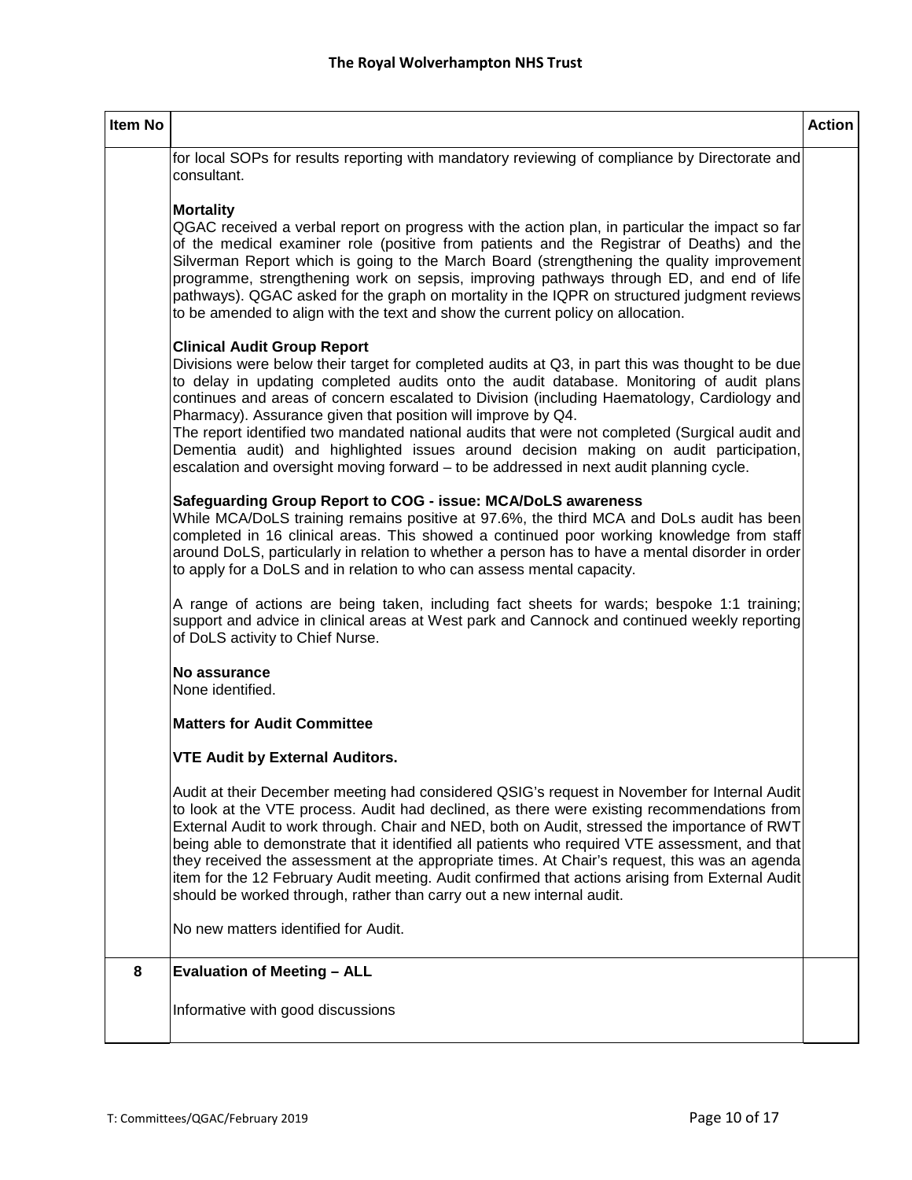| Item No | | Action |
|---|---|---|
| | for local SOPs for results reporting with mandatory reviewing of compliance by Directorate and consultant.<br><br>**Mortality**<br>QGAC received a verbal report on progress with the action plan, in particular the impact so far of the medical examiner role (positive from patients and the Registrar of Deaths) and the Silverman Report which is going to the March Board (strengthening the quality improvement programme, strengthening work on sepsis, improving pathways through ED, and end of life pathways). QGAC asked for the graph on mortality in the IQPR on structured judgment reviews to be amended to align with the text and show the current policy on allocation.<br><br>**Clinical Audit Group Report**<br>Divisions were below their target for completed audits at Q3, in part this was thought to be due to delay in updating completed audits onto the audit database. Monitoring of audit plans continues and areas of concern escalated to Division (including Haematology, Cardiology and Pharmacy). Assurance given that position will improve by Q4.<br>The report identified two mandated national audits that were not completed (Surgical audit and Dementia audit) and highlighted issues around decision making on audit participation, escalation and oversight moving forward – to be addressed in next audit planning cycle.<br><br>**Safeguarding Group Report to COG - issue: MCA/DoLS awareness**<br>While MCA/DoLS training remains positive at 97.6%, the third MCA and DoLs audit has been completed in 16 clinical areas. This showed a continued poor working knowledge from staff around DoLS, particularly in relation to whether a person has to have a mental disorder in order to apply for a DoLS and in relation to who can assess mental capacity.<br><br>A range of actions are being taken, including fact sheets for wards; bespoke 1:1 training; support and advice in clinical areas at West park and Cannock and continued weekly reporting of DoLS activity to Chief Nurse.<br><br>**No assurance**<br>None identified.<br><br>**Matters for Audit Committee**<br><br>**VTE Audit by External Auditors.**<br><br>Audit at their December meeting had considered QSIG's request in November for Internal Audit to look at the VTE process. Audit had declined, as there were existing recommendations from External Audit to work through. Chair and NED, both on Audit, stressed the importance of RWT being able to demonstrate that it identified all patients who required VTE assessment, and that they received the assessment at the appropriate times. At Chair's request, this was an agenda item for the 12 February Audit meeting. Audit confirmed that actions arising from External Audit should be worked through, rather than carry out a new internal audit.<br><br>No new matters identified for Audit. | |
| **8** | **Evaluation of Meeting – ALL**<br><br>Informative with good discussions | |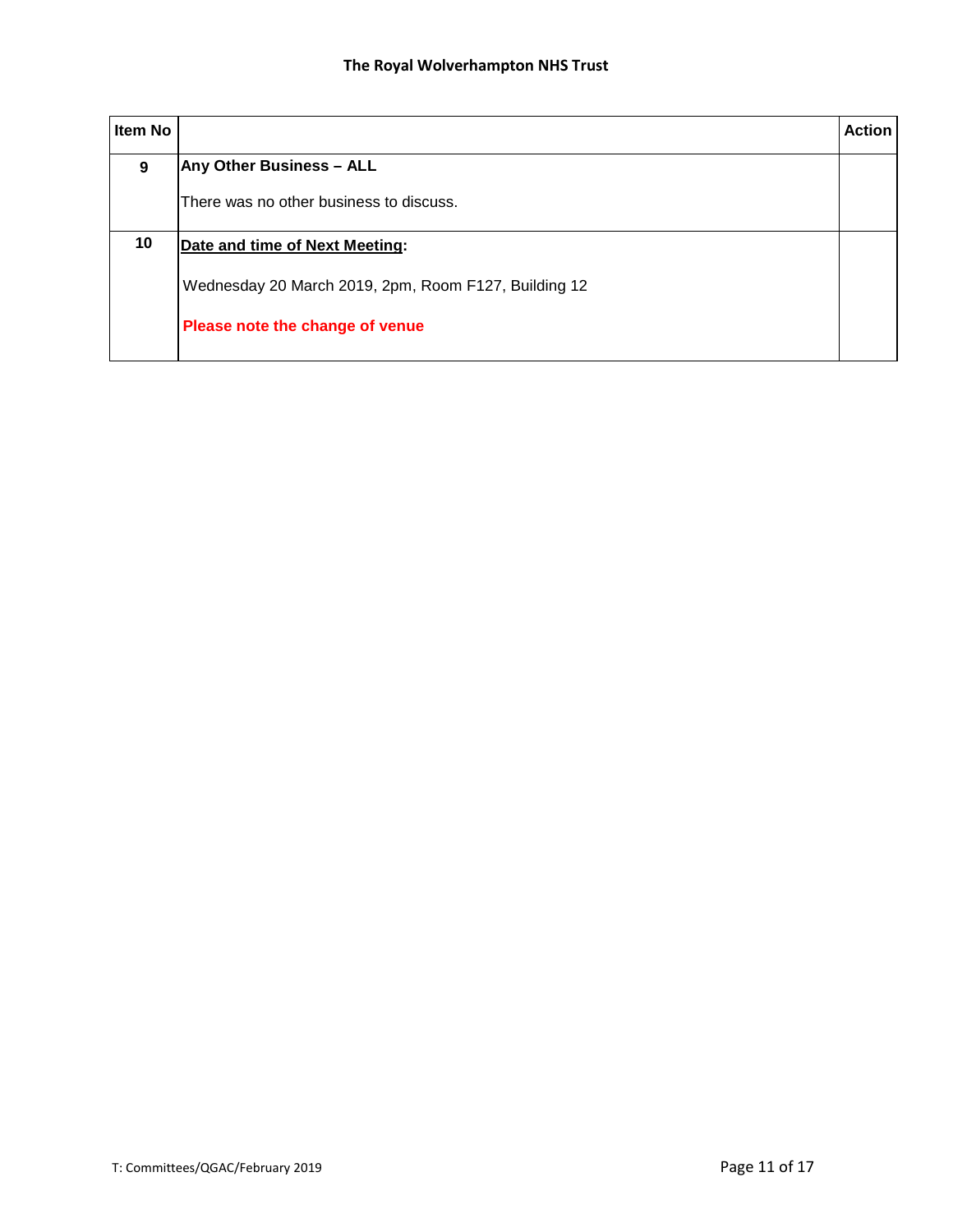| Item No | | Action |
|---|---|---|
| 9 | **Any Other Business – ALL**<br><br>There was no other business to discuss. | |
| 10 | **Date and time of Next Meeting:**<br><br>Wednesday 20 March 2019, 2pm, Room F127, Building 12<br><br>**Please note the change of venue** | |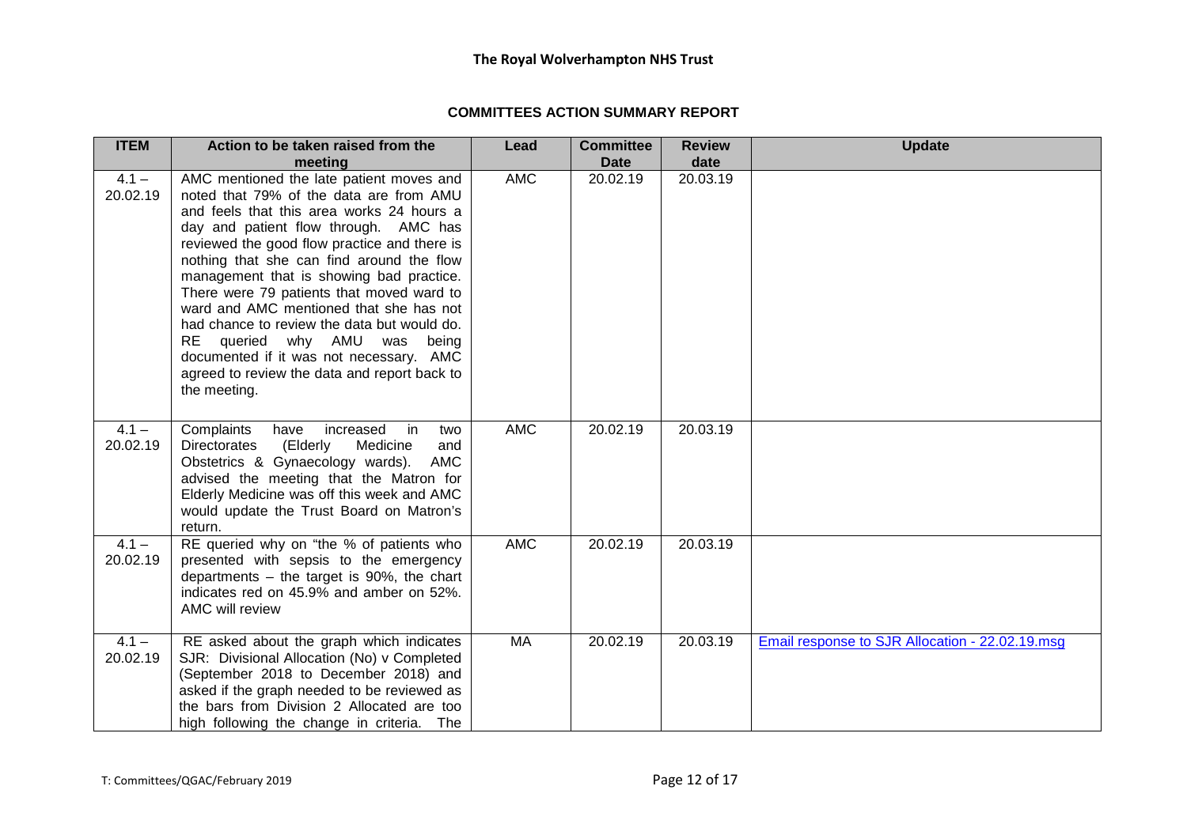**The Royal Wolverhampton NHS Trust**

**COMMITTEES ACTION SUMMARY REPORT**

| ITEM | Action to be taken raised from the meeting | Lead | Committee Date | Review date | Update |
|---|---|---|---|---|---|
| 4.1 – 20.02.19 | AMC mentioned the late patient moves and noted that 79% of the data are from AMU and feels that this area works 24 hours a day and patient flow through. AMC has reviewed the good flow practice and there is nothing that she can find around the flow management that is showing bad practice. There were 79 patients that moved ward to ward and AMC mentioned that she has not had chance to review the data but would do. RE queried why AMU was being documented if it was not necessary. AMC agreed to review the data and report back to the meeting. | AMC | 20.02.19 | 20.03.19 | |
| 4.1 – 20.02.19 | Complaints have increased in two Directorates (Elderly Medicine and Obstetrics & Gynaecology wards). AMC advised the meeting that the Matron for Elderly Medicine was off this week and AMC would update the Trust Board on Matron's return. | AMC | 20.02.19 | 20.03.19 | |
| 4.1 – 20.02.19 | RE queried why on "the % of patients who presented with sepsis to the emergency departments – the target is 90%, the chart indicates red on 45.9% and amber on 52%. AMC will review | AMC | 20.02.19 | 20.03.19 | |
| 4.1 – 20.02.19 | RE asked about the graph which indicates SJR: Divisional Allocation (No) v Completed (September 2018 to December 2018) and asked if the graph needed to be reviewed as the bars from Division 2 Allocated are too high following the change in criteria. The | MA | 20.02.19 | 20.03.19 | Email response to SJR Allocation - 22.02.19.msg |

T: Committees/QGAC/February 2019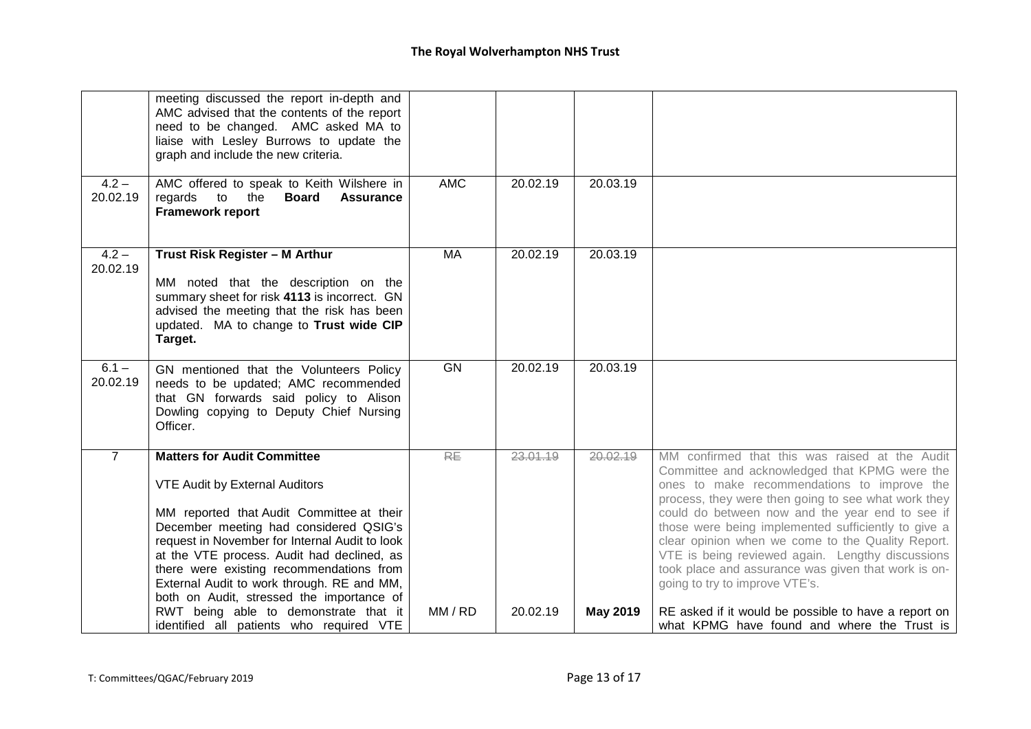| | | | | | |
|---|---|---|---|---|---|
| | meeting discussed the report in-depth and AMC advised that the contents of the report need to be changed. AMC asked MA to liaise with Lesley Burrows to update the graph and include the new criteria. | | | | |
| 4.2 – 20.02.19 | AMC offered to speak to Keith Wilshere in regards to the **Board Assurance Framework report** | AMC | 20.02.19 | 20.03.19 | |
| 4.2 – 20.02.19 | **Trust Risk Register – M Arthur**<br><br>MM noted that the description on the summary sheet for risk **4113** is incorrect. GN advised the meeting that the risk has been updated. MA to change to **Trust wide CIP Target.** | MA | 20.02.19 | 20.03.19 | |
| 6.1 – 20.02.19 | GN mentioned that the Volunteers Policy needs to be updated; AMC recommended that GN forwards said policy to Alison Dowling copying to Deputy Chief Nursing Officer. | GN | 20.02.19 | 20.03.19 | |
| 7 | **Matters for Audit Committee**<br><br>VTE Audit by External Auditors<br><br>MM reported that Audit Committee at their December meeting had considered QSIG's request in November for Internal Audit to look at the VTE process. Audit had declined, as there were existing recommendations from External Audit to work through. RE and MM, both on Audit, stressed the importance of RWT being able to demonstrate that it identified all patients who required VTE | ~~RE~~<br><br>MM / RD | ~~23.01.19~~<br><br>20.02.19 | ~~20.02.19~~<br><br>**May 2019** | MM confirmed that this was raised at the Audit Committee and acknowledged that KPMG were the ones to make recommendations to improve the process, they were then going to see what work they could do between now and the year end to see if those were being implemented sufficiently to give a clear opinion when we come to the Quality Report. VTE is being reviewed again. Lengthy discussions took place and assurance was given that work is on-going to try to improve VTE's.<br><br>RE asked if it would be possible to have a report on what KPMG have found and where the Trust is |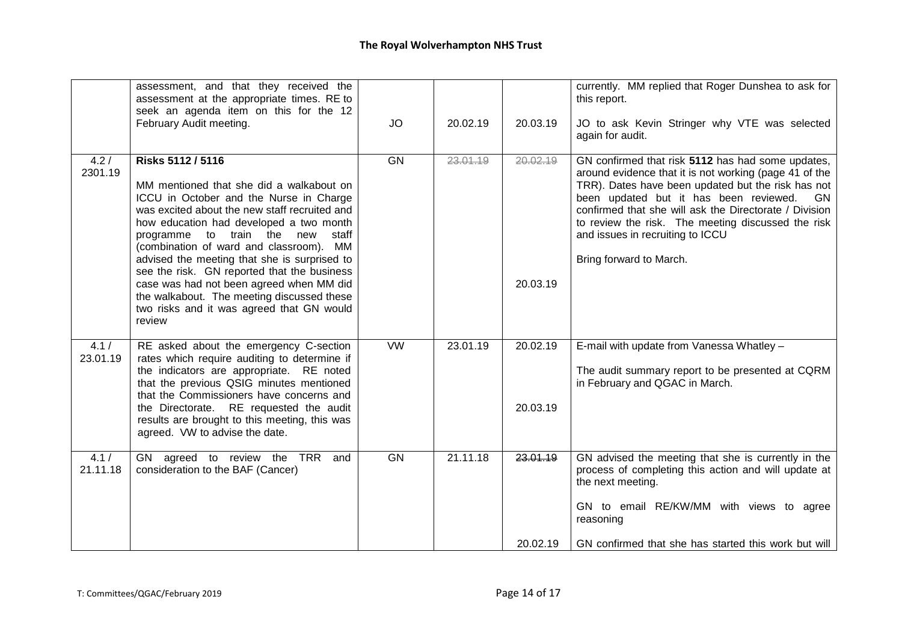| | | | | | |
|---|---|---|---|---|---|
| | assessment, and that they received the assessment at the appropriate times. RE to seek an agenda item on this for the 12 February Audit meeting. | JO | 20.02.19 | 20.03.19 | currently. MM replied that Roger Dunshea to ask for this report.<br><br>JO to ask Kevin Stringer why VTE was selected again for audit. |
| 4.2 / 2301.19 | **Risks 5112 / 5116**<br><br>MM mentioned that she did a walkabout on ICCU in October and the Nurse in Charge was excited about the new staff recruited and how education had developed a two month programme to train the new staff (combination of ward and classroom). MM advised the meeting that she is surprised to see the risk. GN reported that the business case was had not been agreed when MM did the walkabout. The meeting discussed these two risks and it was agreed that GN would review | GN | ~~23.01.19~~ | ~~20.02.19~~<br><br>20.03.19 | GN confirmed that risk **5112** has had some updates, around evidence that it is not working (page 41 of the TRR). Dates have been updated but the risk has not been updated but it has been reviewed. GN confirmed that she will ask the Directorate / Division to review the risk. The meeting discussed the risk and issues in recruiting to ICCU<br><br>Bring forward to March. |
| 4.1 / 23.01.19 | RE asked about the emergency C-section rates which require auditing to determine if the indicators are appropriate. RE noted that the previous QSIG minutes mentioned that the Commissioners have concerns and the Directorate. RE requested the audit results are brought to this meeting, this was agreed. VW to advise the date. | VW | 23.01.19 | 20.02.19<br><br>20.03.19 | E-mail with update from Vanessa Whatley –<br><br>The audit summary report to be presented at CQRM in February and QGAC in March. |
| 4.1 / 21.11.18 | GN agreed to review the TRR and consideration to the BAF (Cancer) | GN | 21.11.18 | ~~23.01.19~~<br><br>20.02.19 | GN advised the meeting that she is currently in the process of completing this action and will update at the next meeting.<br><br>GN to email RE/KW/MM with views to agree reasoning<br><br>GN confirmed that she has started this work but will |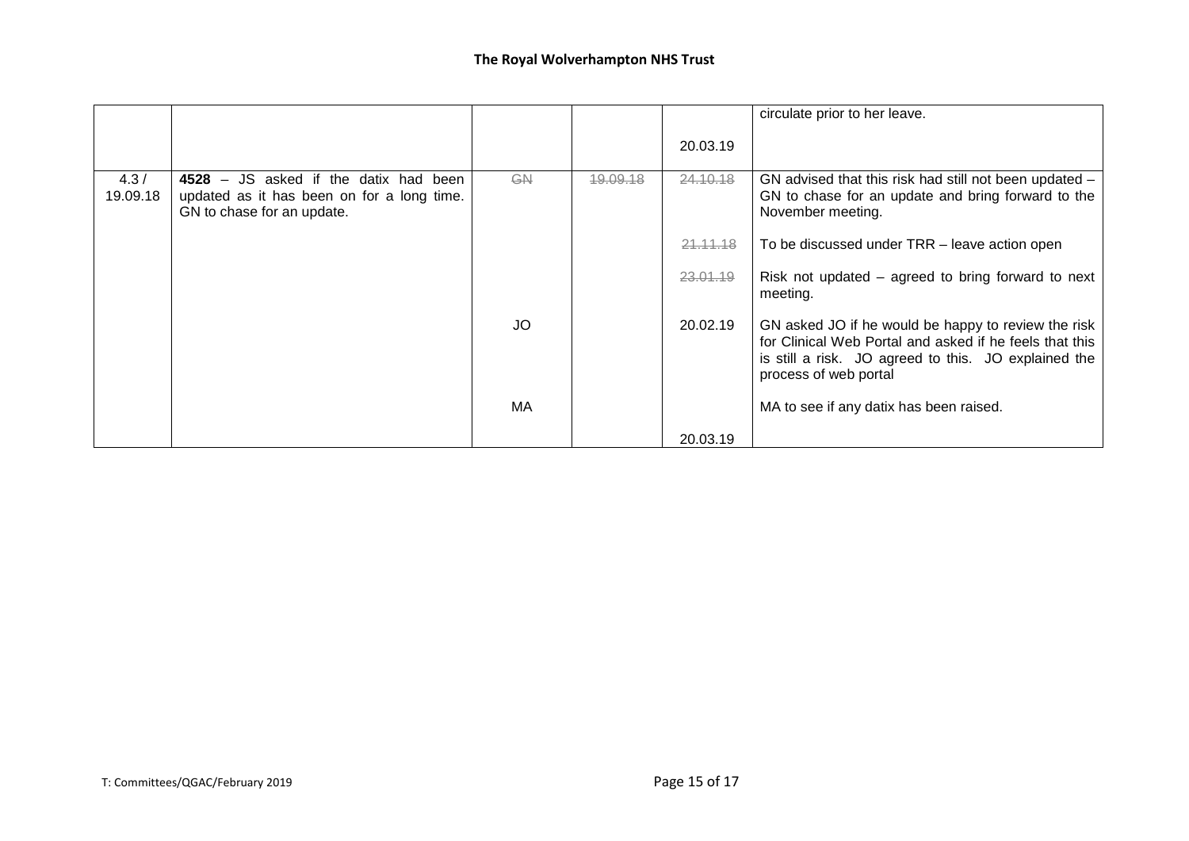|  |  |  |  |  | circulate prior to her leave. |
|---|---|---|---|---|---|
|  |  |  |  | 20.03.19 |  |
| 4.3 / 19.09.18 | **4528** – JS asked if the datix had been updated as it has been on for a long time. GN to chase for an update. | ~~GN~~ | ~~19.09.18~~ | ~~24.10.18~~ | GN advised that this risk had still not been updated – GN to chase for an update and bring forward to the November meeting. |
|  |  |  |  | ~~21.11.18~~ | To be discussed under TRR – leave action open |
|  |  |  |  | ~~23.01.19~~ | Risk not updated – agreed to bring forward to next meeting. |
|  |  | JO |  | 20.02.19 | GN asked JO if he would be happy to review the risk for Clinical Web Portal and asked if he feels that this is still a risk. JO agreed to this. JO explained the process of web portal |
|  |  | MA |  |  | MA to see if any datix has been raised. |
|  |  |  |  | 20.03.19 |  |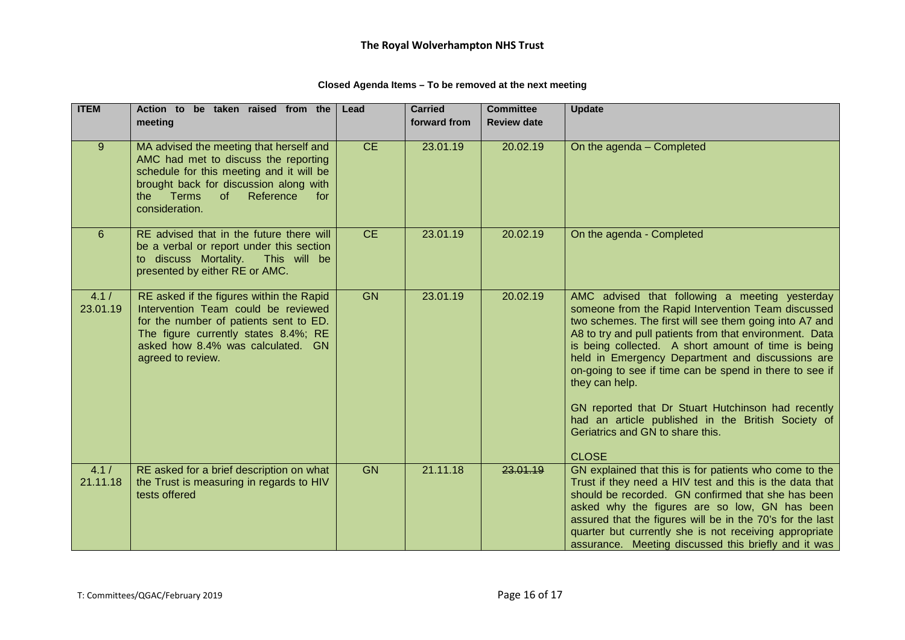**Closed Agenda Items – To be removed at the next meeting**

| ITEM | Action to be taken raised from the meeting | Lead | Carried forward from | Committee Review date | Update |
|---|---|---|---|---|---|
| 9 | MA advised the meeting that herself and AMC had met to discuss the reporting schedule for this meeting and it will be brought back for discussion along with the Terms of Reference for consideration. | CE | 23.01.19 | 20.02.19 | On the agenda – Completed |
| 6 | RE advised that in the future there will be a verbal or report under this section to discuss Mortality. This will be presented by either RE or AMC. | CE | 23.01.19 | 20.02.19 | On the agenda - Completed |
| 4.1 / 23.01.19 | RE asked if the figures within the Rapid Intervention Team could be reviewed for the number of patients sent to ED. The figure currently states 8.4%; RE asked how 8.4% was calculated. GN agreed to review. | GN | 23.01.19 | 20.02.19 | AMC advised that following a meeting yesterday someone from the Rapid Intervention Team discussed two schemes. The first will see them going into A7 and A8 to try and pull patients from that environment. Data is being collected. A short amount of time is being held in Emergency Department and discussions are on-going to see if time can be spend in there to see if they can help.<br><br>GN reported that Dr Stuart Hutchinson had recently had an article published in the British Society of Geriatrics and GN to share this.<br><br>CLOSE |
| 4.1 / 21.11.18 | RE asked for a brief description on what the Trust is measuring in regards to HIV tests offered | GN | 21.11.18 | ~~23.01.19~~ | GN explained that this is for patients who come to the Trust if they need a HIV test and this is the data that should be recorded. GN confirmed that she has been asked why the figures are so low, GN has been assured that the figures will be in the 70's for the last quarter but currently she is not receiving appropriate assurance. Meeting discussed this briefly and it was |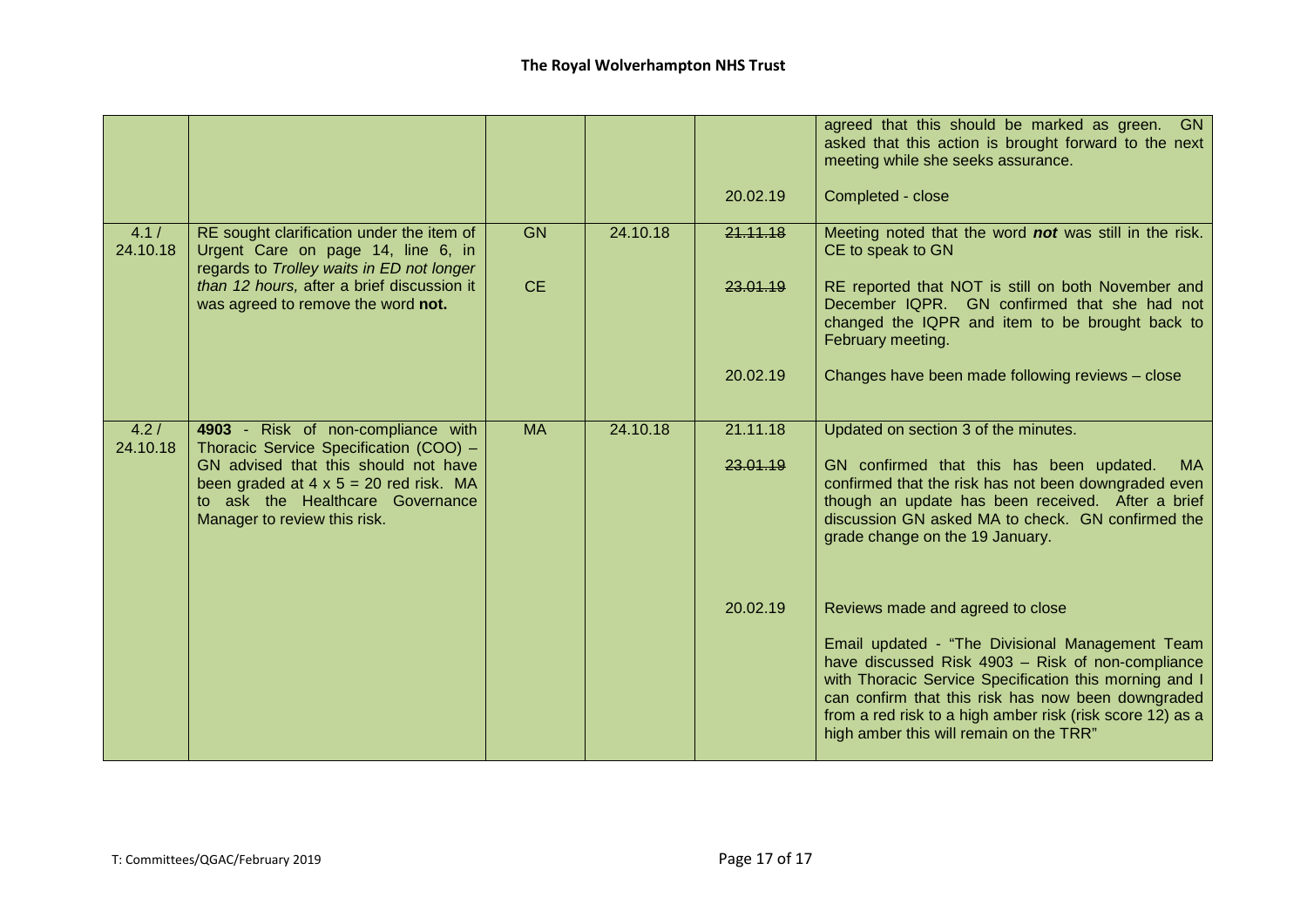| | | | | | |
|---|---|---|---|---|---|
| | | | | | agreed that this should be marked as green. GN asked that this action is brought forward to the next meeting while she seeks assurance. |
| | | | | 20.02.19 | Completed - close |
| 4.1 / 24.10.18 | RE sought clarification under the item of Urgent Care on page 14, line 6, in regards to *Trolley waits in ED not longer than 12 hours,* after a brief discussion it was agreed to remove the word **not.** | GN<br><br>CE | 24.10.18 | ~~21.11.18~~<br><br>~~23.01.19~~<br><br>20.02.19 | Meeting noted that the word ***not*** was still in the risk. CE to speak to GN<br><br>RE reported that NOT is still on both November and December IQPR. GN confirmed that she had not changed the IQPR and item to be brought back to February meeting.<br><br>Changes have been made following reviews – close |
| 4.2 / 24.10.18 | **4903** - Risk of non-compliance with Thoracic Service Specification (COO) – GN advised that this should not have been graded at 4 x 5 = 20 red risk. MA to ask the Healthcare Governance Manager to review this risk. | MA | 24.10.18 | 21.11.18<br><br>~~23.01.19~~<br><br>20.02.19 | Updated on section 3 of the minutes.<br><br>GN confirmed that this has been updated. MA confirmed that the risk has not been downgraded even though an update has been received. After a brief discussion GN asked MA to check. GN confirmed the grade change on the 19 January.<br><br>Reviews made and agreed to close<br><br>Email updated - "The Divisional Management Team have discussed Risk 4903 – Risk of non-compliance with Thoracic Service Specification this morning and I can confirm that this risk has now been downgraded from a red risk to a high amber risk (risk score 12) as a high amber this will remain on the TRR" |